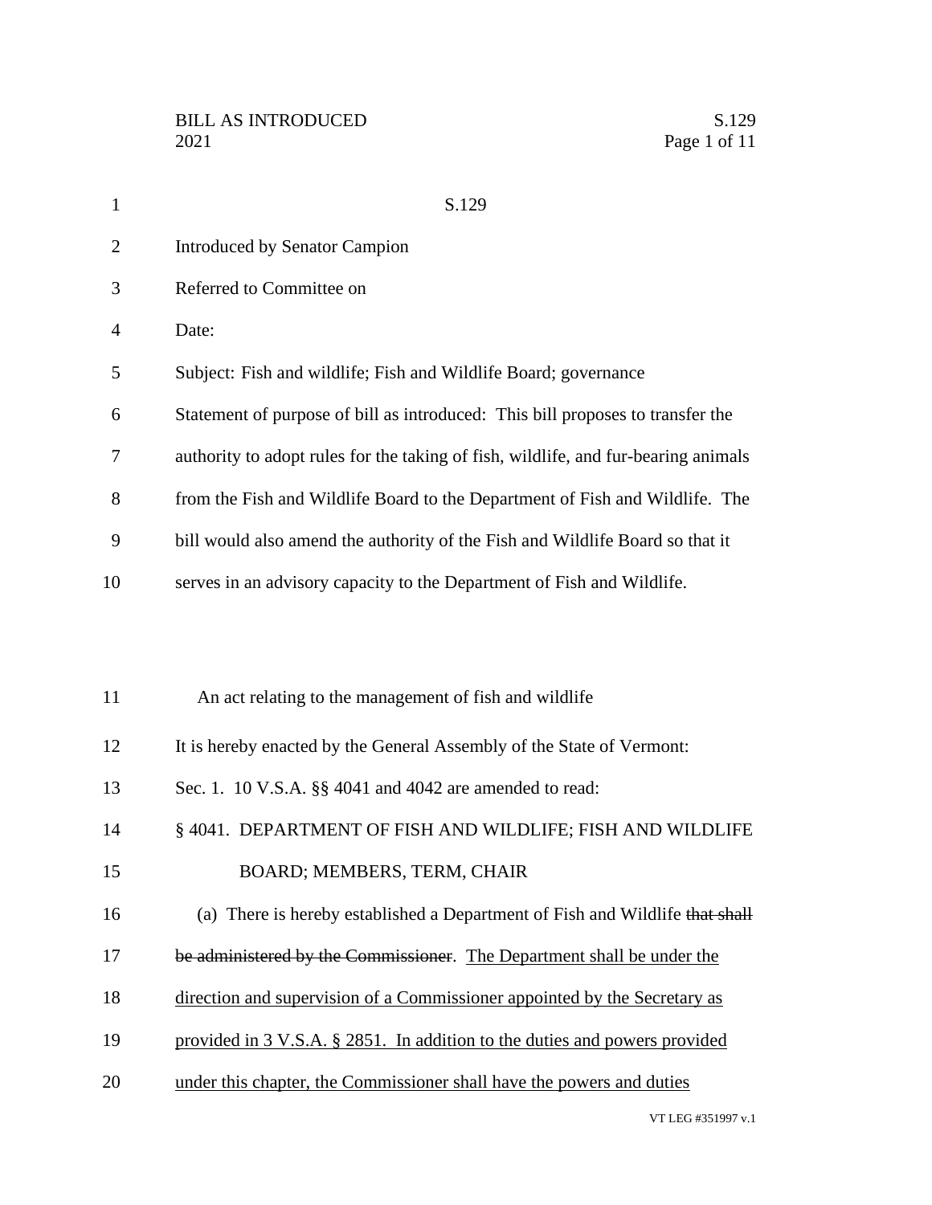# S.129

Introduced by Senator Campion

Referred to Committee on

Date:

Subject: Fish and wildlife; Fish and Wildlife Board; governance

Statement of purpose of bill as introduced: This bill proposes to transfer the authority to adopt rules for the taking of fish, wildlife, and fur-bearing animals from the Fish and Wildlife Board to the Department of Fish and Wildlife. The bill would also amend the authority of the Fish and Wildlife Board so that it serves in an advisory capacity to the Department of Fish and Wildlife.

An act relating to the management of fish and wildlife

It is hereby enacted by the General Assembly of the State of Vermont:

Sec. 1. 10 V.S.A. §§ 4041 and 4042 are amended to read:

§ 4041. DEPARTMENT OF FISH AND WILDLIFE; FISH AND WILDLIFE BOARD; MEMBERS, TERM, CHAIR

(a) There is hereby established a Department of Fish and Wildlife ~~that shall be administered by the Commissioner~~. <u>The Department shall be under the direction and supervision of a Commissioner appointed by the Secretary as provided in 3 V.S.A. § 2851. In addition to the duties and powers provided under this chapter, the Commissioner shall have the powers and duties</u>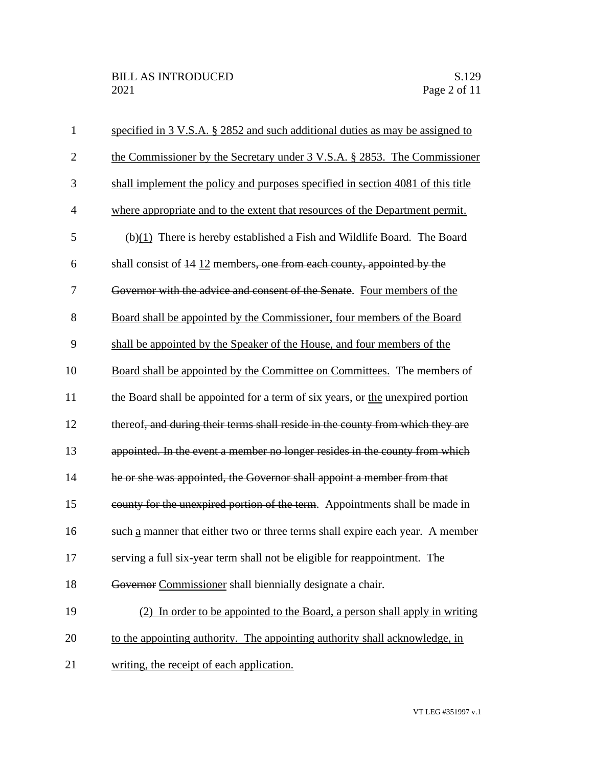specified in 3 V.S.A. § 2852 and such additional duties as may be assigned to the Commissioner by the Secretary under 3 V.S.A. § 2853. The Commissioner shall implement the policy and purposes specified in section 4081 of this title where appropriate and to the extent that resources of the Department permit.

(b)(1) There is hereby established a Fish and Wildlife Board. The Board shall consist of ~~14~~ 12 members~~, one from each county, appointed by the Governor with the advice and consent of the Senate~~. Four members of the Board shall be appointed by the Commissioner, four members of the Board shall be appointed by the Speaker of the House, and four members of the Board shall be appointed by the Committee on Committees. The members of the Board shall be appointed for a term of six years, or the unexpired portion thereof~~, and during their terms shall reside in the county from which they are appointed. In the event a member no longer resides in the county from which he or she was appointed, the Governor shall appoint a member from that county for the unexpired portion of the term~~. Appointments shall be made in ~~such~~ a manner that either two or three terms shall expire each year. A member serving a full six-year term shall not be eligible for reappointment. The ~~Governor~~ Commissioner shall biennially designate a chair.

(2) In order to be appointed to the Board, a person shall apply in writing to the appointing authority. The appointing authority shall acknowledge, in writing, the receipt of each application.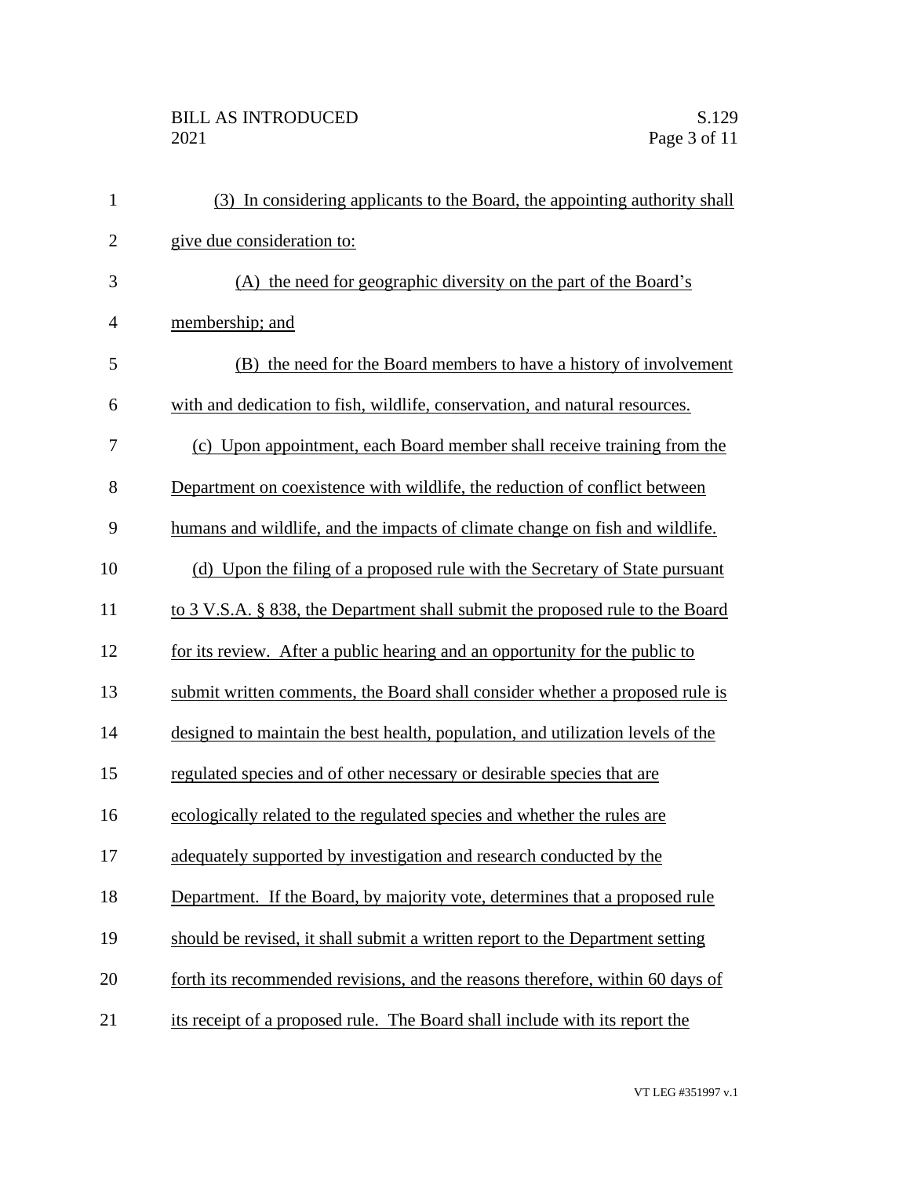(3) In considering applicants to the Board, the appointing authority shall give due consideration to:

(A) the need for geographic diversity on the part of the Board's membership; and

(B) the need for the Board members to have a history of involvement with and dedication to fish, wildlife, conservation, and natural resources.

(c) Upon appointment, each Board member shall receive training from the Department on coexistence with wildlife, the reduction of conflict between humans and wildlife, and the impacts of climate change on fish and wildlife.

(d) Upon the filing of a proposed rule with the Secretary of State pursuant to 3 V.S.A. § 838, the Department shall submit the proposed rule to the Board for its review. After a public hearing and an opportunity for the public to submit written comments, the Board shall consider whether a proposed rule is designed to maintain the best health, population, and utilization levels of the regulated species and of other necessary or desirable species that are ecologically related to the regulated species and whether the rules are adequately supported by investigation and research conducted by the Department. If the Board, by majority vote, determines that a proposed rule should be revised, it shall submit a written report to the Department setting forth its recommended revisions, and the reasons therefore, within 60 days of its receipt of a proposed rule. The Board shall include with its report the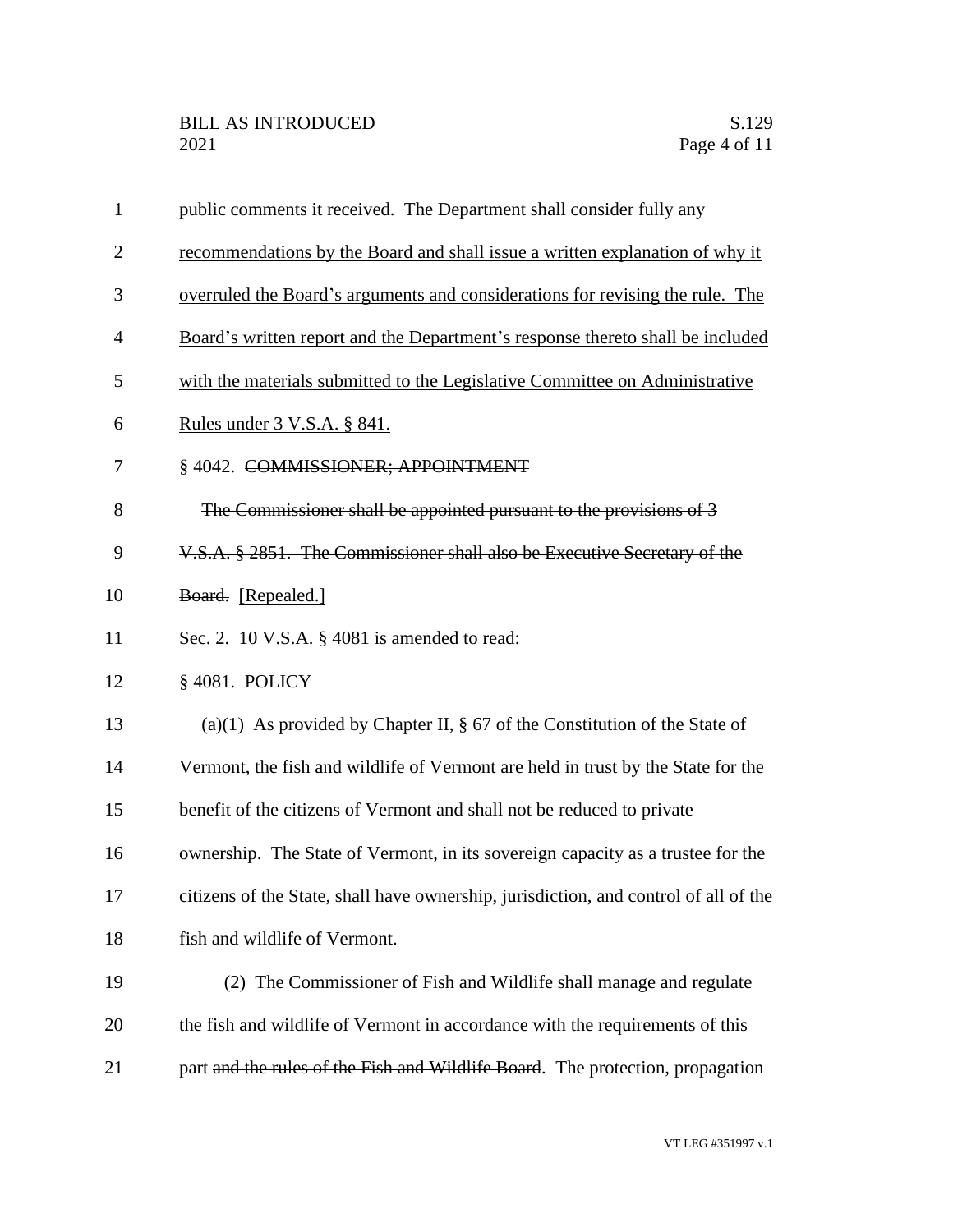public comments it received. The Department shall consider fully any recommendations by the Board and shall issue a written explanation of why it overruled the Board's arguments and considerations for revising the rule. The Board's written report and the Department's response thereto shall be included with the materials submitted to the Legislative Committee on Administrative Rules under 3 V.S.A. § 841.

§ 4042. ~~COMMISSIONER; APPOINTMENT~~

~~The Commissioner shall be appointed pursuant to the provisions of 3 V.S.A. § 2851. The Commissioner shall also be Executive Secretary of the Board.~~ [Repealed.]

Sec. 2. 10 V.S.A. § 4081 is amended to read:

§ 4081. POLICY

(a)(1) As provided by Chapter II, § 67 of the Constitution of the State of Vermont, the fish and wildlife of Vermont are held in trust by the State for the benefit of the citizens of Vermont and shall not be reduced to private ownership. The State of Vermont, in its sovereign capacity as a trustee for the citizens of the State, shall have ownership, jurisdiction, and control of all of the fish and wildlife of Vermont.

(2) The Commissioner of Fish and Wildlife shall manage and regulate the fish and wildlife of Vermont in accordance with the requirements of this part ~~and the rules of the Fish and Wildlife Board~~. The protection, propagation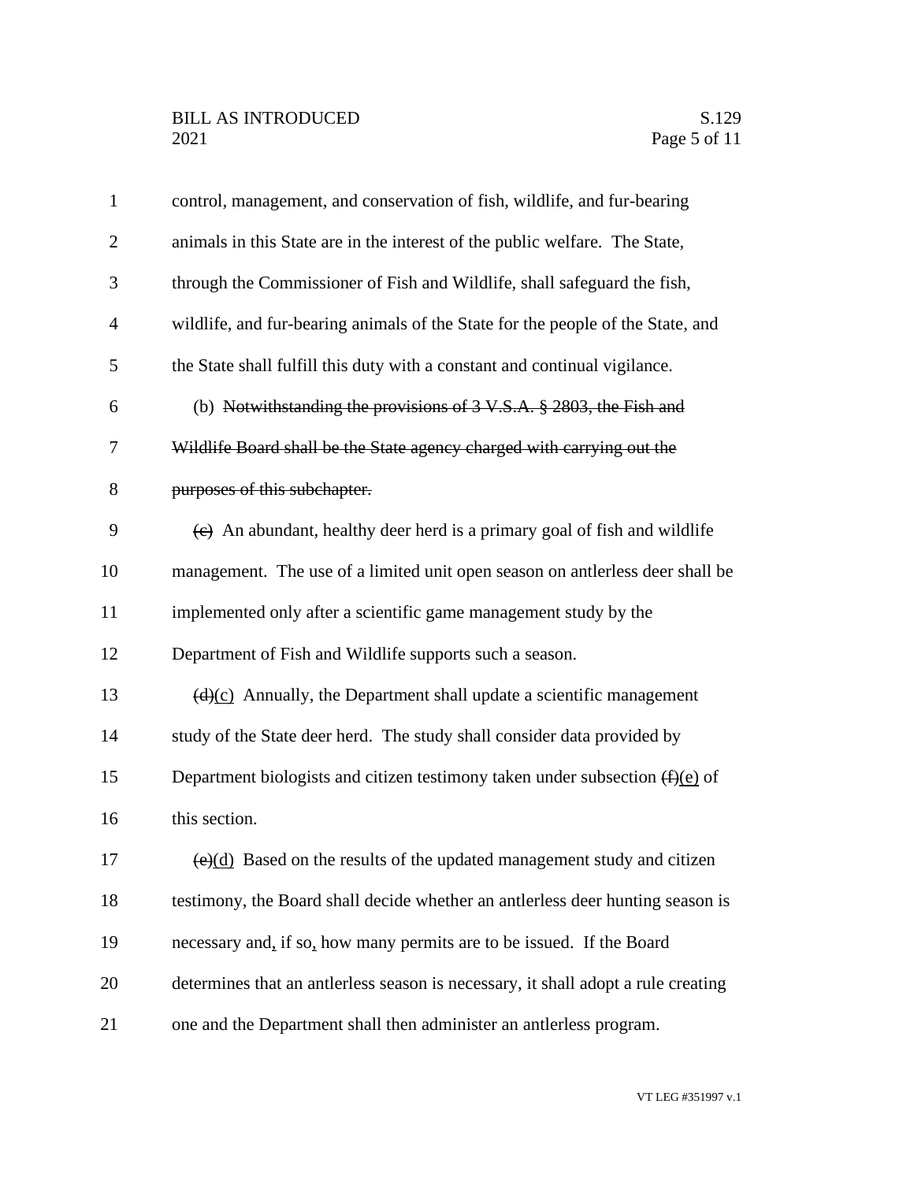control, management, and conservation of fish, wildlife, and fur-bearing animals in this State are in the interest of the public welfare. The State, through the Commissioner of Fish and Wildlife, shall safeguard the fish, wildlife, and fur-bearing animals of the State for the people of the State, and the State shall fulfill this duty with a constant and continual vigilance.

(b) ~~Notwithstanding the provisions of 3 V.S.A. § 2803, the Fish and Wildlife Board shall be the State agency charged with carrying out the purposes of this subchapter.~~

~~(c)~~ An abundant, healthy deer herd is a primary goal of fish and wildlife management. The use of a limited unit open season on antlerless deer shall be implemented only after a scientific game management study by the Department of Fish and Wildlife supports such a season.

~~(d)~~(c) Annually, the Department shall update a scientific management study of the State deer herd. The study shall consider data provided by Department biologists and citizen testimony taken under subsection ~~(f)~~(e) of this section.

~~(e)~~(d) Based on the results of the updated management study and citizen testimony, the Board shall decide whether an antlerless deer hunting season is necessary and, if so, how many permits are to be issued. If the Board determines that an antlerless season is necessary, it shall adopt a rule creating one and the Department shall then administer an antlerless program.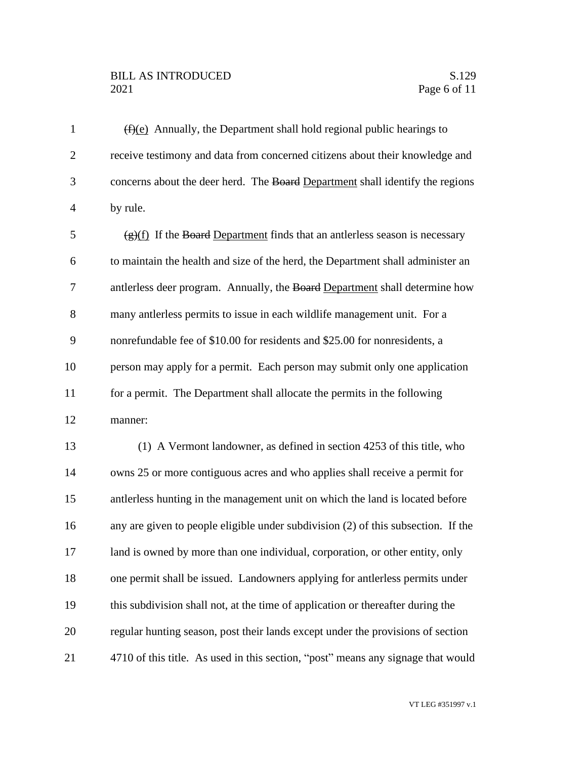~~(f)~~(e) Annually, the Department shall hold regional public hearings to receive testimony and data from concerned citizens about their knowledge and concerns about the deer herd. The ~~Board~~ Department shall identify the regions by rule.

~~(g)~~(f) If the ~~Board~~ Department finds that an antlerless season is necessary to maintain the health and size of the herd, the Department shall administer an antlerless deer program. Annually, the ~~Board~~ Department shall determine how many antlerless permits to issue in each wildlife management unit. For a nonrefundable fee of $10.00 for residents and $25.00 for nonresidents, a person may apply for a permit. Each person may submit only one application for a permit. The Department shall allocate the permits in the following manner:

(1) A Vermont landowner, as defined in section 4253 of this title, who owns 25 or more contiguous acres and who applies shall receive a permit for antlerless hunting in the management unit on which the land is located before any are given to people eligible under subdivision (2) of this subsection. If the land is owned by more than one individual, corporation, or other entity, only one permit shall be issued. Landowners applying for antlerless permits under this subdivision shall not, at the time of application or thereafter during the regular hunting season, post their lands except under the provisions of section 4710 of this title. As used in this section, "post" means any signage that would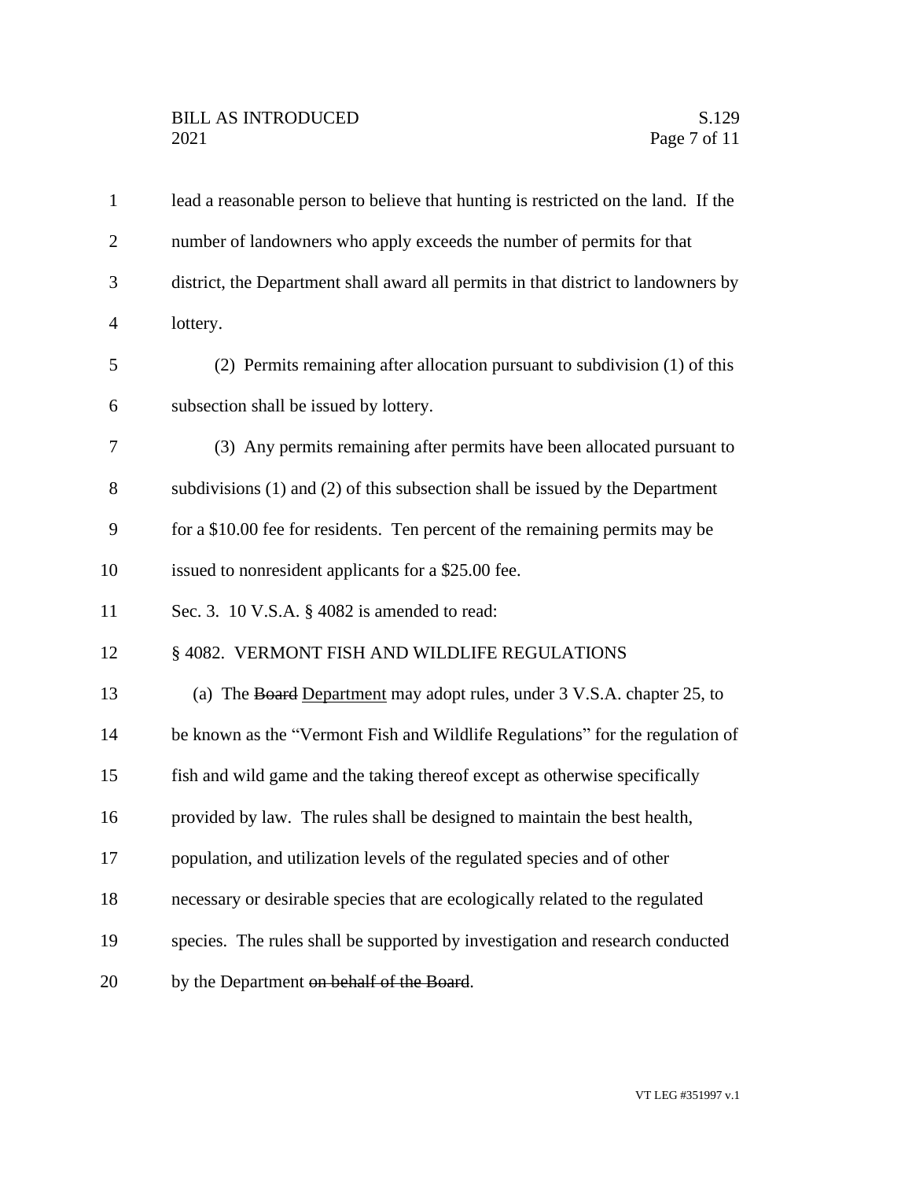lead a reasonable person to believe that hunting is restricted on the land. If the number of landowners who apply exceeds the number of permits for that district, the Department shall award all permits in that district to landowners by lottery.

(2) Permits remaining after allocation pursuant to subdivision (1) of this subsection shall be issued by lottery.

(3) Any permits remaining after permits have been allocated pursuant to subdivisions (1) and (2) of this subsection shall be issued by the Department for a $10.00 fee for residents. Ten percent of the remaining permits may be issued to nonresident applicants for a $25.00 fee.

Sec. 3. 10 V.S.A. § 4082 is amended to read:

§ 4082. VERMONT FISH AND WILDLIFE REGULATIONS

(a) The ~~Board~~ <u>Department</u> may adopt rules, under 3 V.S.A. chapter 25, to be known as the "Vermont Fish and Wildlife Regulations" for the regulation of fish and wild game and the taking thereof except as otherwise specifically provided by law. The rules shall be designed to maintain the best health, population, and utilization levels of the regulated species and of other necessary or desirable species that are ecologically related to the regulated species. The rules shall be supported by investigation and research conducted by the Department ~~on behalf of the Board~~.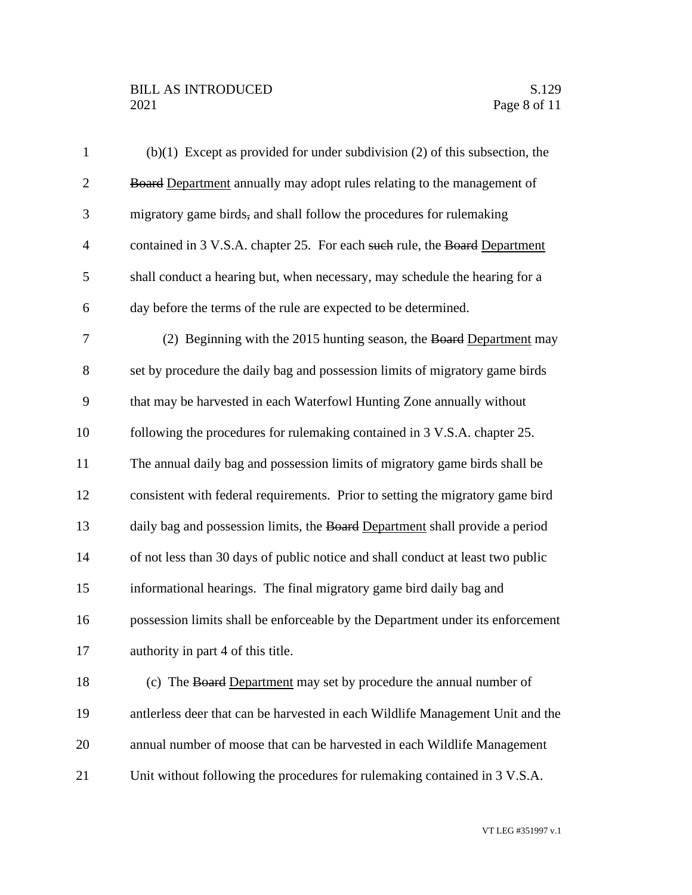(b)(1) Except as provided for under subdivision (2) of this subsection, the ~~Board~~ <u>Department</u> annually may adopt rules relating to the management of migratory game birds~~,~~ and shall follow the procedures for rulemaking contained in 3 V.S.A. chapter 25. For each ~~such~~ rule, the ~~Board~~ <u>Department</u> shall conduct a hearing but, when necessary, may schedule the hearing for a day before the terms of the rule are expected to be determined.

(2) Beginning with the 2015 hunting season, the ~~Board~~ <u>Department</u> may set by procedure the daily bag and possession limits of migratory game birds that may be harvested in each Waterfowl Hunting Zone annually without following the procedures for rulemaking contained in 3 V.S.A. chapter 25. The annual daily bag and possession limits of migratory game birds shall be consistent with federal requirements. Prior to setting the migratory game bird daily bag and possession limits, the ~~Board~~ <u>Department</u> shall provide a period of not less than 30 days of public notice and shall conduct at least two public informational hearings. The final migratory game bird daily bag and possession limits shall be enforceable by the Department under its enforcement authority in part 4 of this title.

(c) The ~~Board~~ <u>Department</u> may set by procedure the annual number of antlerless deer that can be harvested in each Wildlife Management Unit and the annual number of moose that can be harvested in each Wildlife Management Unit without following the procedures for rulemaking contained in 3 V.S.A.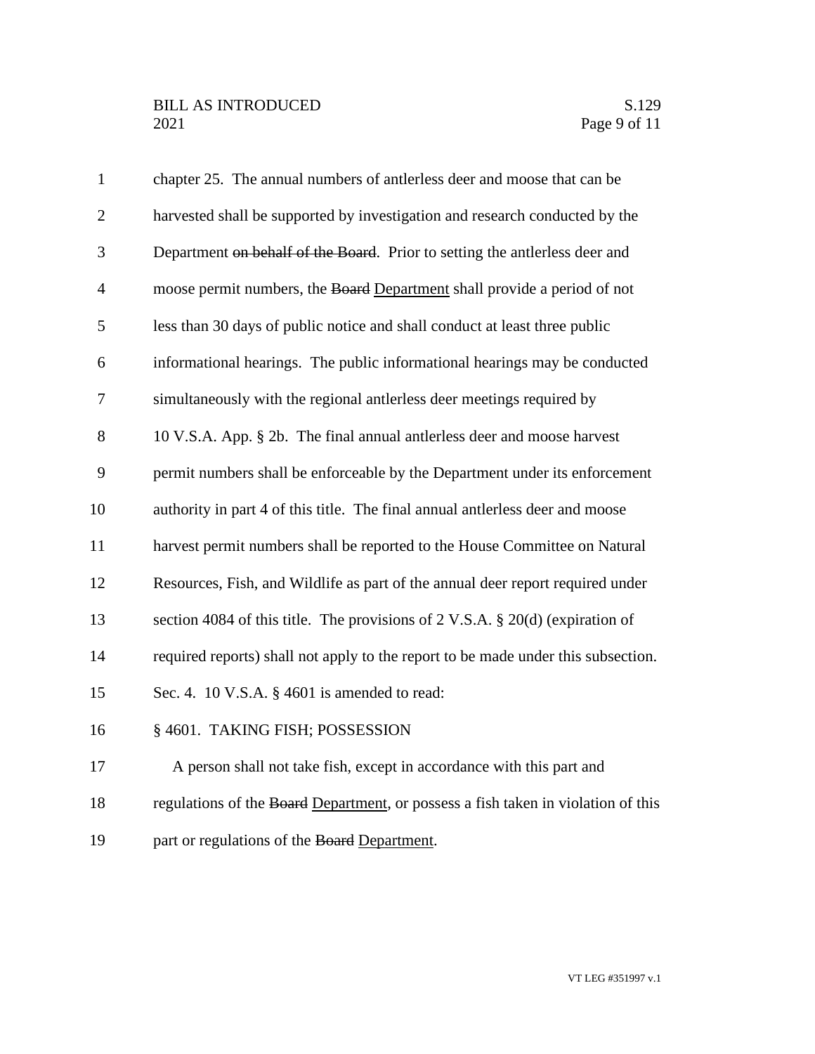chapter 25. The annual numbers of antlerless deer and moose that can be harvested shall be supported by investigation and research conducted by the Department ~~on behalf of the Board~~. Prior to setting the antlerless deer and moose permit numbers, the ~~Board~~ Department shall provide a period of not less than 30 days of public notice and shall conduct at least three public informational hearings. The public informational hearings may be conducted simultaneously with the regional antlerless deer meetings required by 10 V.S.A. App. § 2b. The final annual antlerless deer and moose harvest permit numbers shall be enforceable by the Department under its enforcement authority in part 4 of this title. The final annual antlerless deer and moose harvest permit numbers shall be reported to the House Committee on Natural Resources, Fish, and Wildlife as part of the annual deer report required under section 4084 of this title. The provisions of 2 V.S.A. § 20(d) (expiration of required reports) shall not apply to the report to be made under this subsection.

Sec. 4. 10 V.S.A. § 4601 is amended to read:

§ 4601. TAKING FISH; POSSESSION

A person shall not take fish, except in accordance with this part and regulations of the ~~Board~~ Department, or possess a fish taken in violation of this part or regulations of the ~~Board~~ Department.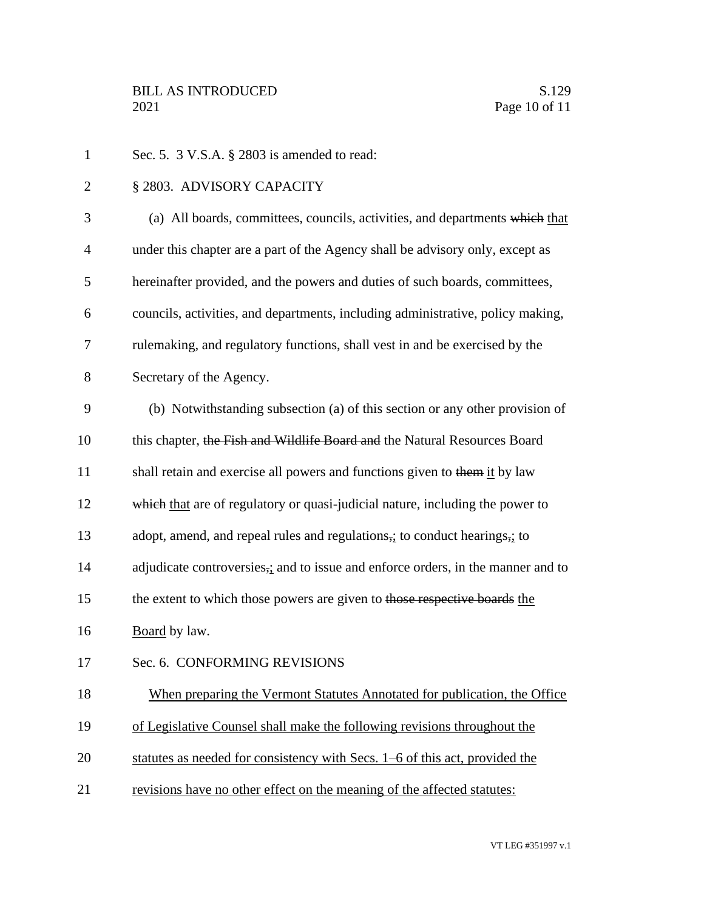Sec. 5. 3 V.S.A. § 2803 is amended to read:

§ 2803. ADVISORY CAPACITY

(a) All boards, committees, councils, activities, and departments ~~which~~ <u>that</u> under this chapter are a part of the Agency shall be advisory only, except as hereinafter provided, and the powers and duties of such boards, committees, councils, activities, and departments, including administrative, policy making, rulemaking, and regulatory functions, shall vest in and be exercised by the Secretary of the Agency.

(b) Notwithstanding subsection (a) of this section or any other provision of this chapter, ~~the Fish and Wildlife Board and~~ the Natural Resources Board shall retain and exercise all powers and functions given to ~~them~~ <u>it</u> by law ~~which~~ <u>that</u> are of regulatory or quasi-judicial nature, including the power to adopt, amend, and repeal rules and regulations~~,~~<u>;</u> to conduct hearings~~,~~<u>;</u> to adjudicate controversies~~,~~<u>;</u> and to issue and enforce orders, in the manner and to the extent to which those powers are given to ~~those respective boards~~ <u>the Board</u> by law.

Sec. 6. CONFORMING REVISIONS

<u>When preparing the Vermont Statutes Annotated for publication, the Office of Legislative Counsel shall make the following revisions throughout the statutes as needed for consistency with Secs. 1–6 of this act, provided the revisions have no other effect on the meaning of the affected statutes:</u>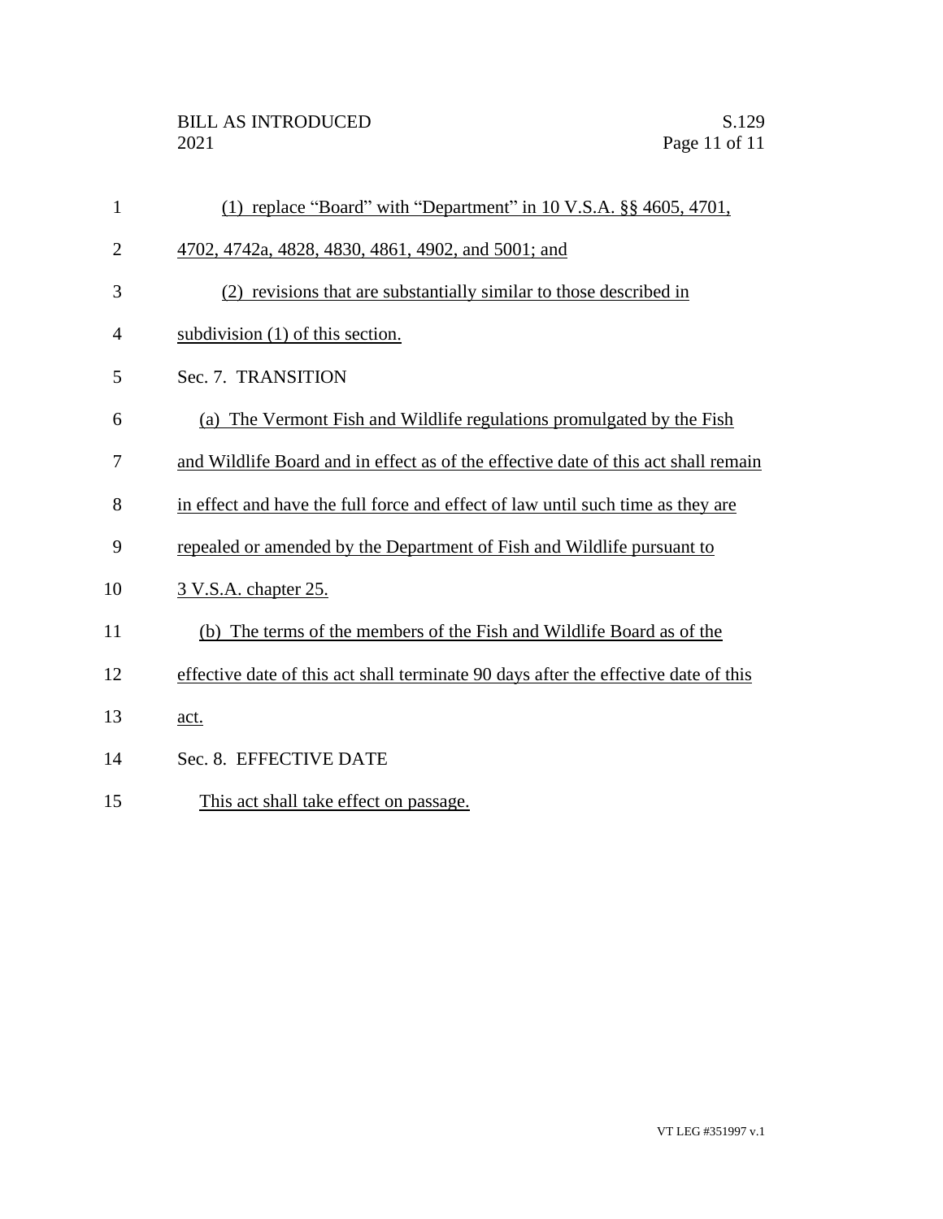(1) replace "Board" with "Department" in 10 V.S.A. §§ 4605, 4701, 4702, 4742a, 4828, 4830, 4861, 4902, and 5001; and

(2) revisions that are substantially similar to those described in subdivision (1) of this section.

Sec. 7. TRANSITION

(a) The Vermont Fish and Wildlife regulations promulgated by the Fish and Wildlife Board and in effect as of the effective date of this act shall remain in effect and have the full force and effect of law until such time as they are repealed or amended by the Department of Fish and Wildlife pursuant to 3 V.S.A. chapter 25.

(b) The terms of the members of the Fish and Wildlife Board as of the effective date of this act shall terminate 90 days after the effective date of this act.

Sec. 8. EFFECTIVE DATE

This act shall take effect on passage.